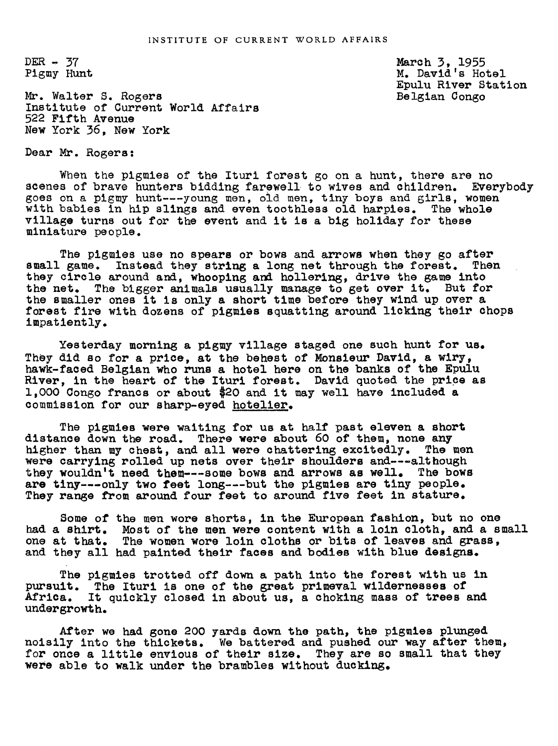INSTITUTE OF CURRENT WORLD AFFAIRS

DER - 37
Pigmy Hunt

March 3, 1955
M. David's Hotel
Epulu River Station
Belgian Congo

Mr. Walter S. Rogers
Institute of Current World Affairs
522 Fifth Avenue
New York 36, New York

Dear Mr. Rogers:

When the pigmies of the Ituri forest go on a hunt, there are no scenes of brave hunters bidding farewell to wives and children. Everybody goes on a pigmy hunt---young men, old men, tiny boys and girls, women with babies in hip slings and even toothless old harpies. The whole village turns out for the event and it is a big holiday for these miniature people.

The pigmies use no spears or bows and arrows when they go after small game. Instead they string a long net through the forest. Then they circle around and, whooping and hollering, drive the game into the net. The bigger animals usually manage to get over it. But for the smaller ones it is only a short time before they wind up over a forest fire with dozens of pigmies squatting around licking their chops impatiently.

Yesterday morning a pigmy village staged one such hunt for us. They did so for a price, at the behest of Monsieur David, a wiry, hawk-faced Belgian who runs a hotel here on the banks of the Epulu River, in the heart of the Ituri forest. David quoted the price as 1,000 Congo francs or about $20 and it may well have included a commission for our sharp-eyed <u>hotelier</u>.

The pigmies were waiting for us at half past eleven a short distance down the road. There were about 60 of them, none any higher than my chest, and all were chattering excitedly. The men were carrying rolled up nets over their shoulders and---although they wouldn't need them---some bows and arrows as well. The bows are tiny---only two feet long---but the pigmies are tiny people. They range from around four feet to around five feet in stature.

Some of the men wore shorts, in the European fashion, but no one had a shirt. Most of the men were content with a loin cloth, and a small one at that. The women wore loin cloths or bits of leaves and grass, and they all had painted their faces and bodies with blue designs.

The pigmies trotted off down a path into the forest with us in pursuit. The Ituri is one of the great primeval wildernesses of Africa. It quickly closed in about us, a choking mass of trees and undergrowth.

After we had gone 200 yards down the path, the pigmies plunged noisily into the thickets. We battered and pushed our way after them, for once a little envious of their size. They are so small that they were able to walk under the brambles without ducking.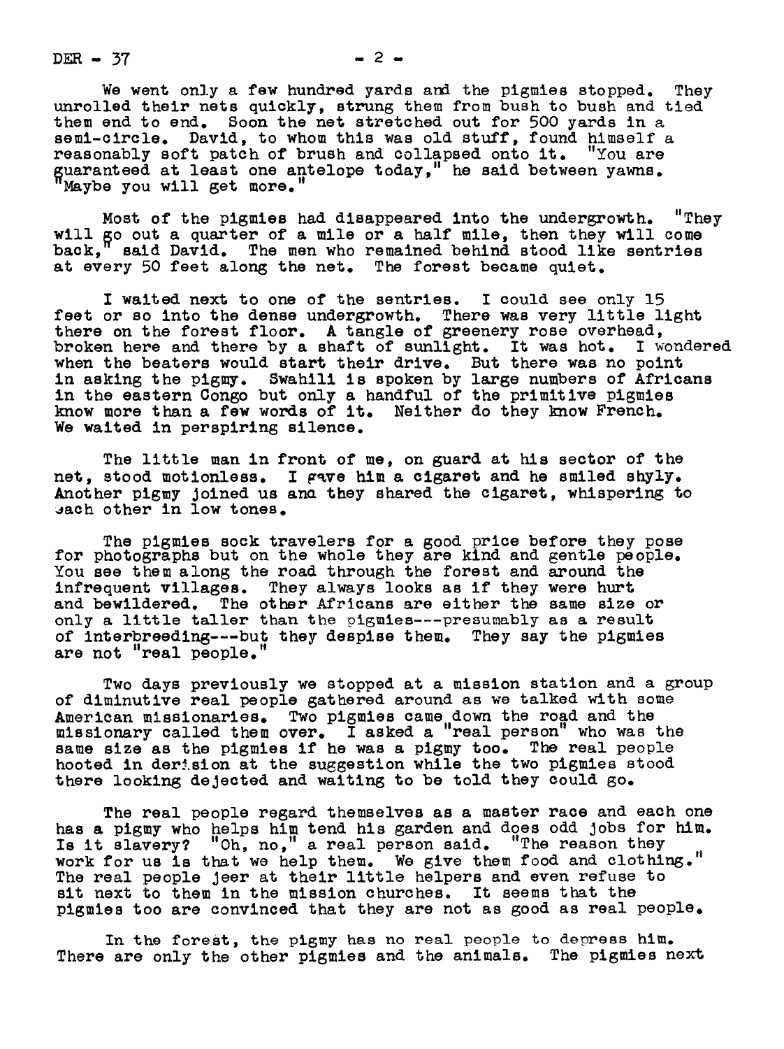We went only a few hundred yards and the pigmies stopped. They unrolled their nets quickly, strung them from bush to bush and tied them end to end. Soon the net stretched out for 500 yards in a semi-circle. David, to whom this was old stuff, found himself a reasonably soft patch of brush and collapsed onto it. "You are guaranteed at least one antelope today," he said between yawns. "Maybe you will get more."

Most of the pigmies had disappeared into the undergrowth. "They will go out a quarter of a mile or a half mile, then they will come back," said David. The men who remained behind stood like sentries at every 50 feet along the net. The forest became quiet.

I waited next to one of the sentries. I could see only 15 feet or so into the dense undergrowth. There was very little light there on the forest floor. A tangle of greenery rose overhead, broken here and there by a shaft of sunlight. It was hot. I wondered when the beaters would start their drive. But there was no point in asking the pigmy. Swahili is spoken by large numbers of Africans in the eastern Congo but only a handful of the primitive pigmies know more than a few words of it. Neither do they know French. We waited in perspiring silence.

The little man in front of me, on guard at his sector of the net, stood motionless. I gave him a cigaret and he smiled shyly. Another pigmy joined us and they shared the cigaret, whispering to each other in low tones.

The pigmies sock travelers for a good price before they pose for photographs but on the whole they are kind and gentle people. You see them along the road through the forest and around the infrequent villages. They always looks as if they were hurt and bewildered. The other Africans are either the same size or only a little taller than the pigmies---presumably as a result of interbreeding---but they despise them. They say the pigmies are not "real people."

Two days previously we stopped at a mission station and a group of diminutive real people gathered around as we talked with some American missionaries. Two pigmies came down the road and the missionary called them over. I asked a "real person" who was the same size as the pigmies if he was a pigmy too. The real people hooted in derision at the suggestion while the two pigmies stood there looking dejected and waiting to be told they could go.

The real people regard themselves as a master race and each one has a pigmy who helps him tend his garden and does odd jobs for him. Is it slavery? "Oh, no," a real person said. "The reason they work for us is that we help them. We give them food and clothing." The real people jeer at their little helpers and even refuse to sit next to them in the mission churches. It seems that the pigmies too are convinced that they are not as good as real people.

In the forest, the pigmy has no real people to depress him. There are only the other pigmies and the animals. The pigmies next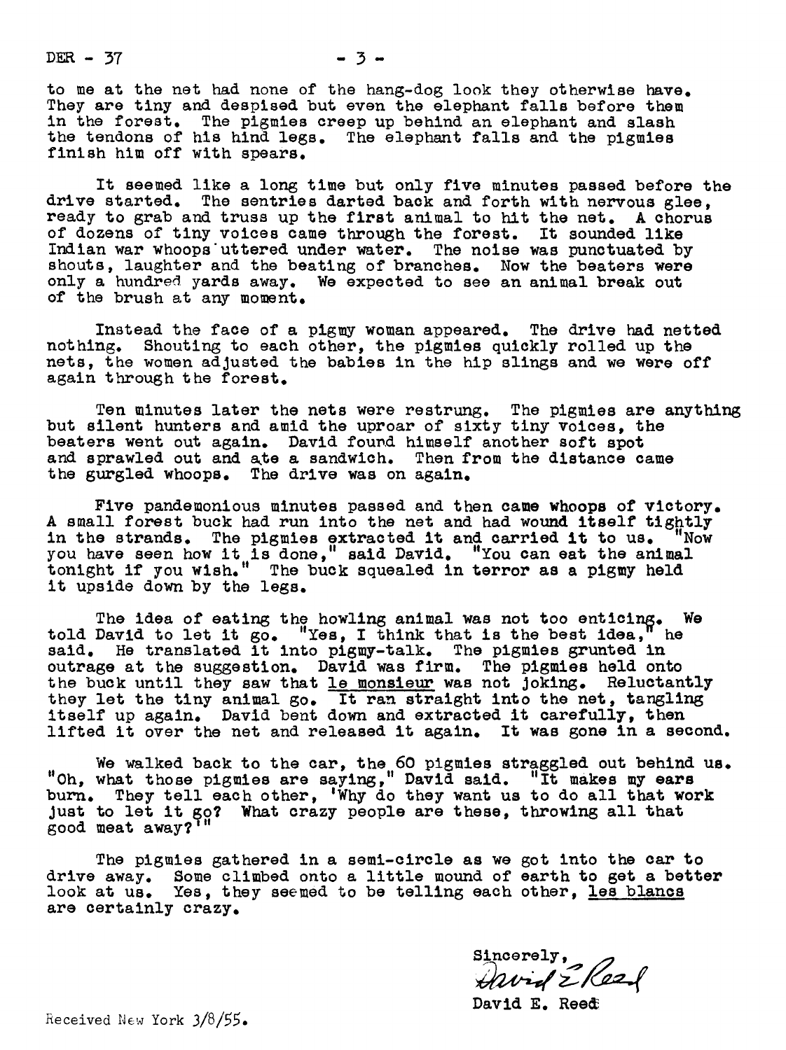to me at the net had none of the hang-dog look they otherwise have. They are tiny and despised but even the elephant falls before them in the forest. The pigmies creep up behind an elephant and slash the tendons of his hind legs. The elephant falls and the pigmies finish him off with spears.

It seemed like a long time but only five minutes passed before the drive started. The sentries darted back and forth with nervous glee, ready to grab and truss up the first animal to hit the net. A chorus of dozens of tiny voices came through the forest. It sounded like Indian war whoops uttered under water. The noise was punctuated by shouts, laughter and the beating of branches. Now the beaters were only a hundred yards away. We expected to see an animal break out of the brush at any moment.

Instead the face of a pigmy woman appeared. The drive had netted nothing. Shouting to each other, the pigmies quickly rolled up the nets, the women adjusted the babies in the hip slings and we were off again through the forest.

Ten minutes later the nets were restrung. The pigmies are anything but silent hunters and amid the uproar of sixty tiny voices, the beaters went out again. David found himself another soft spot and sprawled out and ate a sandwich. Then from the distance came the gurgled whoops. The drive was on again.

Five pandemonious minutes passed and then came whoops of victory. A small forest buck had run into the net and had wound itself tightly in the strands. The pigmies extracted it and carried it to us. "Now you have seen how it is done," said David. "You can eat the animal tonight if you wish." The buck squealed in terror as a pigmy held it upside down by the legs.

The idea of eating the howling animal was not too enticing. We told David to let it go. "Yes, I think that is the best idea," he said. He translated it into pigmy-talk. The pigmies grunted in outrage at the suggestion. David was firm. The pigmies held onto the buck until they saw that <u>le monsieur</u> was not joking. Reluctantly they let the tiny animal go. It ran straight into the net, tangling itself up again. David bent down and extracted it carefully, then lifted it over the net and released it again. It was gone in a second.

We walked back to the car, the 60 pigmies straggled out behind us. "Oh, what those pigmies are saying," David said. "It makes my ears burn. They tell each other, 'Why do they want us to do all that work just to let it go? What crazy people are these, throwing all that good meat away?'"

The pigmies gathered in a semi-circle as we got into the car to drive away. Some climbed onto a little mound of earth to get a better look at us. Yes, they seemed to be telling each other, <u>les blancs</u> are certainly crazy.

Sincerely,

David E. Reed

David E. Reed

Received New York 3/8/55.